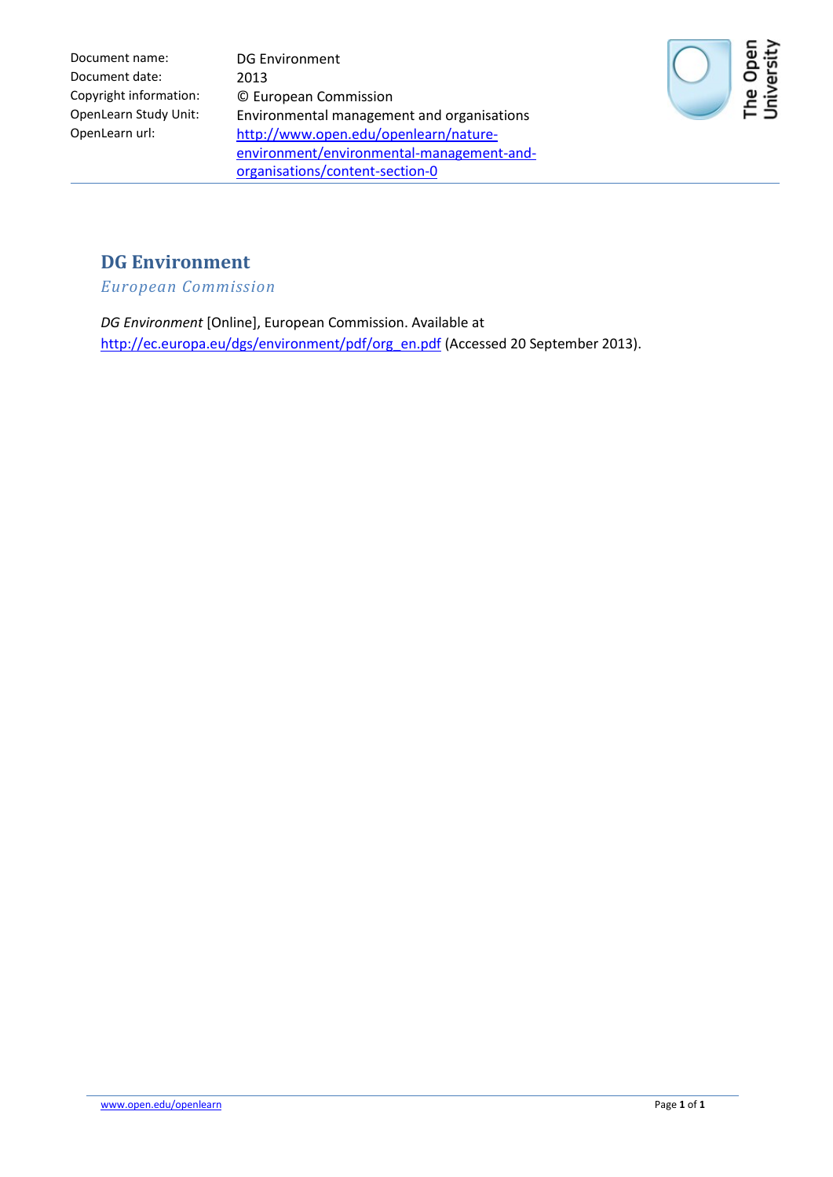| | |
|---|---|
| Document name: | DG Environment |
| Document date: | 2013 |
| Copyright information: | © European Commission |
| OpenLearn Study Unit: | Environmental management and organisations |
| OpenLearn url: | http://www.open.edu/openlearn/nature-environment/environmental-management-and-organisations/content-section-0 |

# DG Environment

*European Commission*

*DG Environment* [Online], European Commission. Available at http://ec.europa.eu/dgs/environment/pdf/org_en.pdf (Accessed 20 September 2013).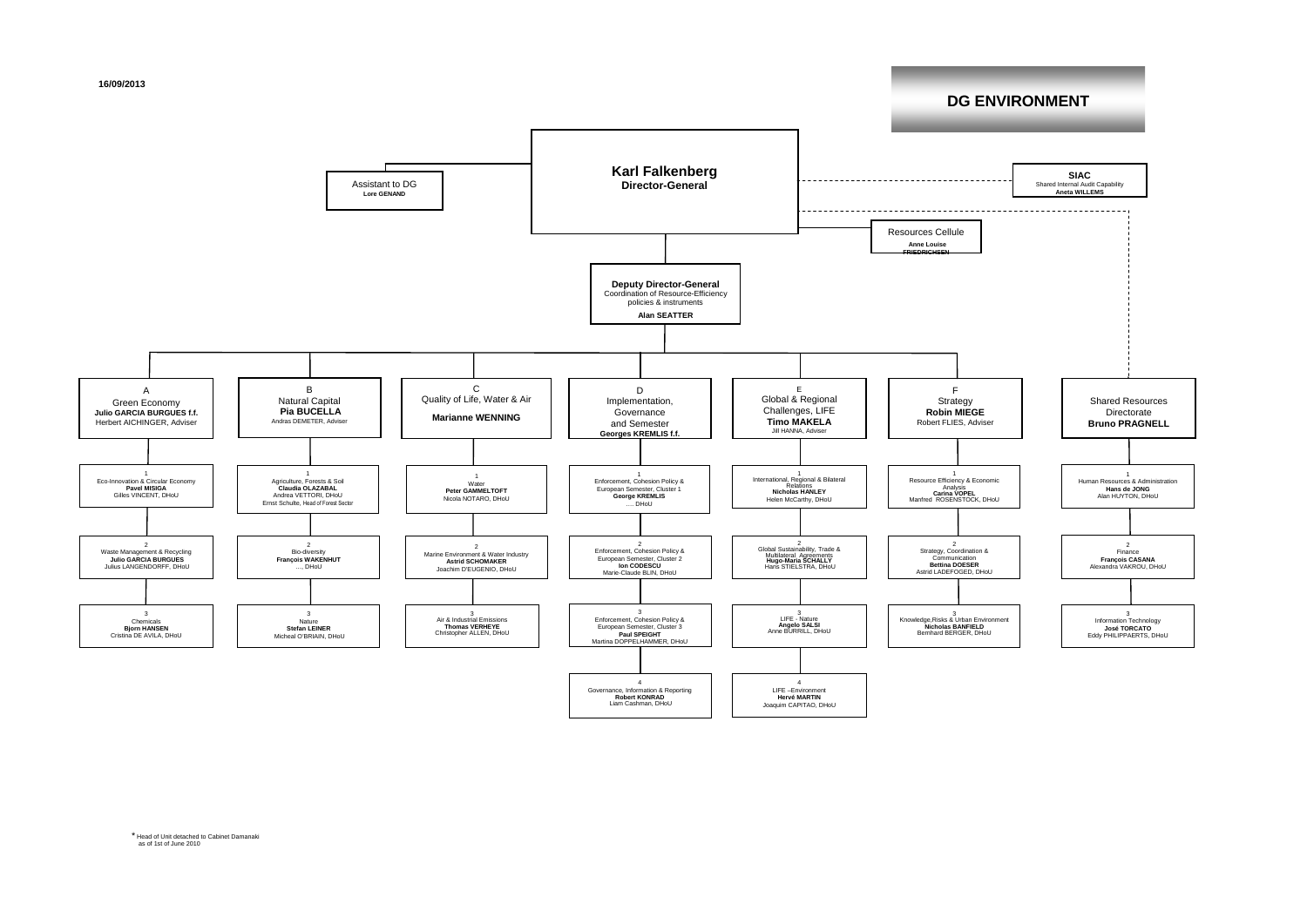16/09/2013

# DG ENVIRONMENT

**Karl Falkenberg**
**Director-General**

Assistant to DG
**Lore GENAND**

**SIAC**
Shared Internal Audit Capability
**Aneta WILLEMS**

Resources Cellule
**Anne Louise FRIEDRICHSEN**

**Deputy Director-General**
Coordination of Resource-Efficiency policies & instruments
**Alan SEATTER**

## A — Green Economy
**Julio GARCIA BURGUES f.f.**
Herbert AICHINGER, Adviser

- 1 Eco-Innovation & Circular Economy — **Pavel MISIGA** — Gilles VINCENT, DHoU
- 2 Waste Management & Recycling — **Julio GARCIA BURGUES** — Julius LANGENDORFF, DHoU
- 3 Chemicals — **Bjorn HANSEN** — Cristina DE AVILA, DHoU

## B — Natural Capital
**Pia BUCELLA**
Andras DEMETER, Adviser

- 1 Agriculture, Forests & Soil — **Claudia OLAZABAL** — Andrea VETTORI, DHoU — Ernst Schulte, Head of Forest Sector
- 2 Bio-diversity — **François WAKENHUT** — ..., DHoU
- 3 Nature — **Stefan LEINER** — Micheal O'BRIAIN, DHoU

## C — Quality of Life, Water & Air
**Marianne WENNING**

- 1 Water — **Peter GAMMELTOFT** — Nicola NOTARO, DHoU
- 2 Marine Environment & Water Industry — **Astrid SCHOMAKER** — Joachim D'EUGENIO, DHoU
- 3 Air & Industrial Emissions — **Thomas VERHEYE** — Christopher ALLEN, DHoU

## D — Implementation, Governance and Semester
**Georges KREMLIS f.f.**

- 1 Enforcement, Cohesion Policy & European Semester, Cluster 1 — **George KREMLIS** — .... DHoU
- 2 Enforcement, Cohesion Policy & European Semester, Cluster 2 — **Ion CODESCU** — Marie-Claude BLIN, DHoU
- 3 Enforcement, Cohesion Policy & European Semester, Cluster 3 — **Paul SPEIGHT** — Martina DOPPELHAMMER, DHoU
- 4 Governance, Information & Reporting — **Robert KONRAD** — Liam Cashman, DHoU

## E — Global & Regional Challenges, LIFE
**Timo MAKELA**
Jill HANNA, Adviser

- 1 International, Regional & Bilateral Relations — **Nicholas HANLEY** — Helen McCarthy, DHoU
- 2 Global Sustainability, Trade & Multilateral Agreements — **Hugo-Maria SCHALLY** — Hans STIELSTRA, DHoU
- 3 LIFE - Nature — **Angelo SALSI** — Anne BURRILL, DHoU
- 4 LIFE –Environment — **Hervé MARTIN** — Joaquim CAPITAO, DHoU

## F — Strategy
**Robin MIEGE**
Robert FLIES, Adviser

- 1 Resource Efficiency & Economic Analysis — **Carina VOPEL** — Manfred ROSENSTOCK, DHoU
- 2 Strategy, Coordination & Communication — **Bettina DOESER** — Astrid LADEFOGED, DHoU
- 3 Knowledge,Risks & Urban Environment — **Nicholas BANFIELD** — Bernhard BERGER, DHoU

## Shared Resources Directorate
**Bruno PRAGNELL**

- 1 Human Resources & Administration — **Hans de JONG** — Alan HUYTON, DHoU
- 2 Finance — **François CASANA** — Alexandra VAKROU, DHoU
- 3 Information Technology — **José TORCATO** — Eddy PHILIPPAERTS, DHoU

* Head of Unit detached to Cabinet Damanaki as of 1st of June 2010